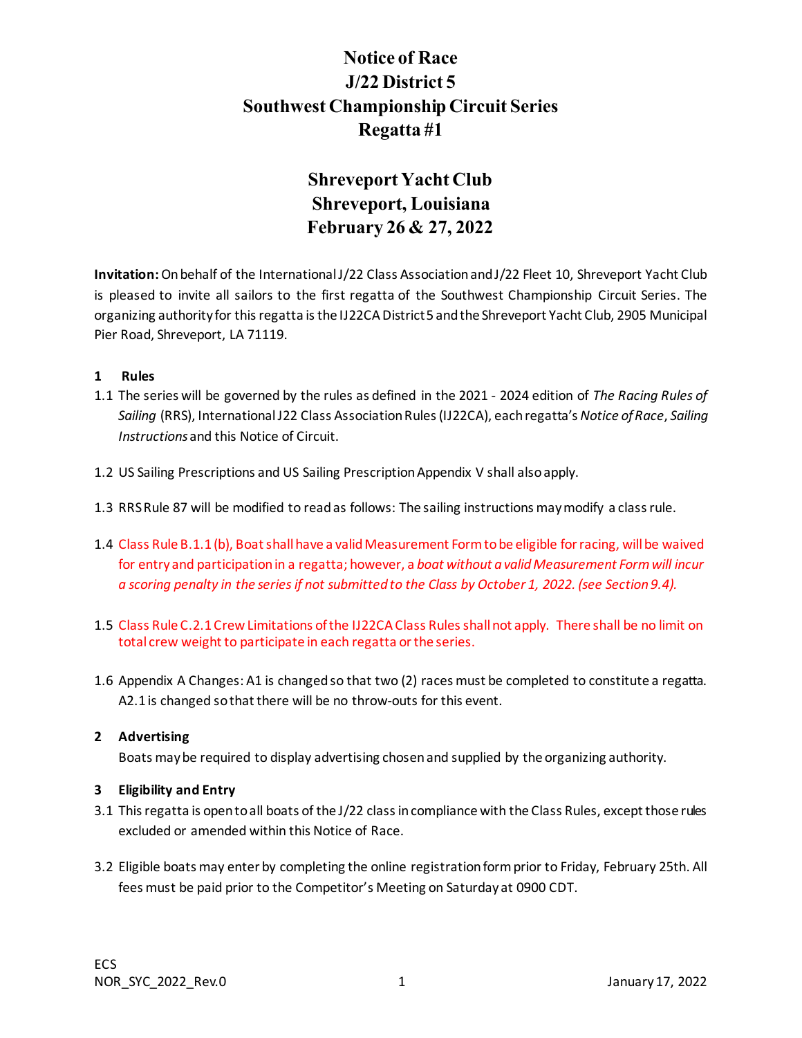# Notice of Race
# J/22 District 5
# Southwest Championship Circuit Series
# Regatta #1

## Shreveport Yacht Club
## Shreveport, Louisiana
## February 26 & 27, 2022

**Invitation:** On behalf of the International J/22 Class Association and J/22 Fleet 10, Shreveport Yacht Club is pleased to invite all sailors to the first regatta of the Southwest Championship Circuit Series. The organizing authority for this regatta is the IJ22CA District 5 and the Shreveport Yacht Club, 2905 Municipal Pier Road, Shreveport, LA 71119.

### 1 Rules

1.1 The series will be governed by the rules as defined in the 2021 - 2024 edition of *The Racing Rules of Sailing* (RRS), International J22 Class Association Rules (IJ22CA), each regatta's *Notice of Race*, *Sailing Instructions* and this Notice of Circuit.

1.2 US Sailing Prescriptions and US Sailing Prescription Appendix V shall also apply.

1.3 RRS Rule 87 will be modified to read as follows: The sailing instructions may modify a class rule.

1.4 Class Rule B.1.1 (b), Boat shall have a valid Measurement Form to be eligible for racing, will be waived for entry and participation in a regatta; however, a *boat without a valid Measurement Form will incur a scoring penalty in the series if not submitted to the Class by October 1, 2022. (see Section 9.4).*

1.5 Class Rule C.2.1 Crew Limitations of the IJ22CA Class Rules shall not apply. There shall be no limit on total crew weight to participate in each regatta or the series.

1.6 Appendix A Changes: A1 is changed so that two (2) races must be completed to constitute a regatta. A2.1 is changed so that there will be no throw-outs for this event.

### 2 Advertising

Boats may be required to display advertising chosen and supplied by the organizing authority.

### 3 Eligibility and Entry

3.1 This regatta is open to all boats of the J/22 class in compliance with the Class Rules, except those rules excluded or amended within this Notice of Race.

3.2 Eligible boats may enter by completing the online registration form prior to Friday, February 25th. All fees must be paid prior to the Competitor's Meeting on Saturday at 0900 CDT.

ECS
NOR_SYC_2022_Rev.0 January 17, 2022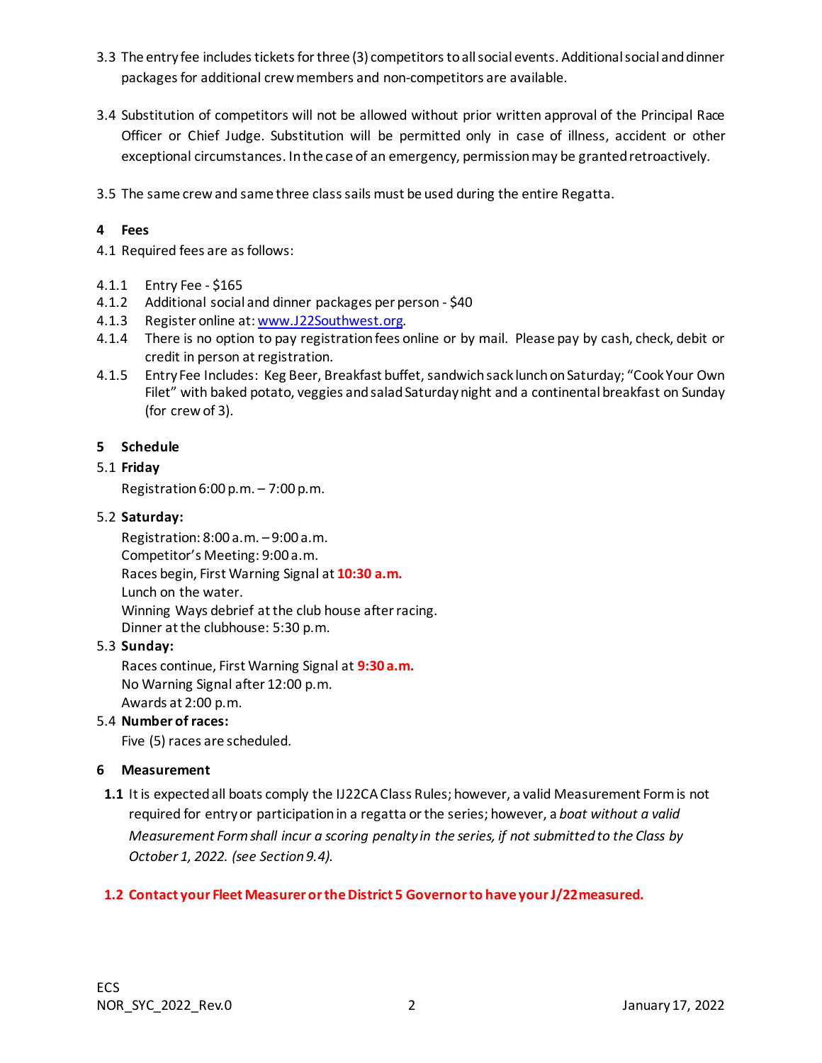3.3 The entry fee includes tickets for three (3) competitors to all social events. Additional social and dinner packages for additional crew members and non-competitors are available.

3.4 Substitution of competitors will not be allowed without prior written approval of the Principal Race Officer or Chief Judge. Substitution will be permitted only in case of illness, accident or other exceptional circumstances. In the case of an emergency, permission may be granted retroactively.

3.5 The same crew and same three class sails must be used during the entire Regatta.

## 4 Fees

4.1 Required fees are as follows:

4.1.1 Entry Fee - $165

4.1.2 Additional social and dinner packages per person - $40

4.1.3 Register online at: [www.J22Southwest.org](http://www.J22Southwest.org).

4.1.4 There is no option to pay registration fees online or by mail. Please pay by cash, check, debit or credit in person at registration.

4.1.5 Entry Fee Includes: Keg Beer, Breakfast buffet, sandwich sack lunch on Saturday; "Cook Your Own Filet" with baked potato, veggies and salad Saturday night and a continental breakfast on Sunday (for crew of 3).

## 5 Schedule

5.1 **Friday**

Registration 6:00 p.m. – 7:00 p.m.

5.2 **Saturday:**

Registration: 8:00 a.m. – 9:00 a.m.
Competitor's Meeting: 9:00 a.m.
Races begin, First Warning Signal at **10:30 a.m.**
Lunch on the water.
Winning Ways debrief at the club house after racing.
Dinner at the clubhouse: 5:30 p.m.

5.3 **Sunday:**

Races continue, First Warning Signal at **9:30 a.m.**
No Warning Signal after 12:00 p.m.
Awards at 2:00 p.m.

5.4 **Number of races:**

Five (5) races are scheduled.

## 6 Measurement

**1.1** It is expected all boats comply the IJ22CA Class Rules; however, a valid Measurement Form is not required for entry or participation in a regatta or the series; however, a *boat without a valid Measurement Form shall incur a scoring penalty in the series, if not submitted to the Class by October 1, 2022. (see Section 9.4).*

**1.2 Contact your Fleet Measurer or the District 5 Governor to have your J/22 measured.**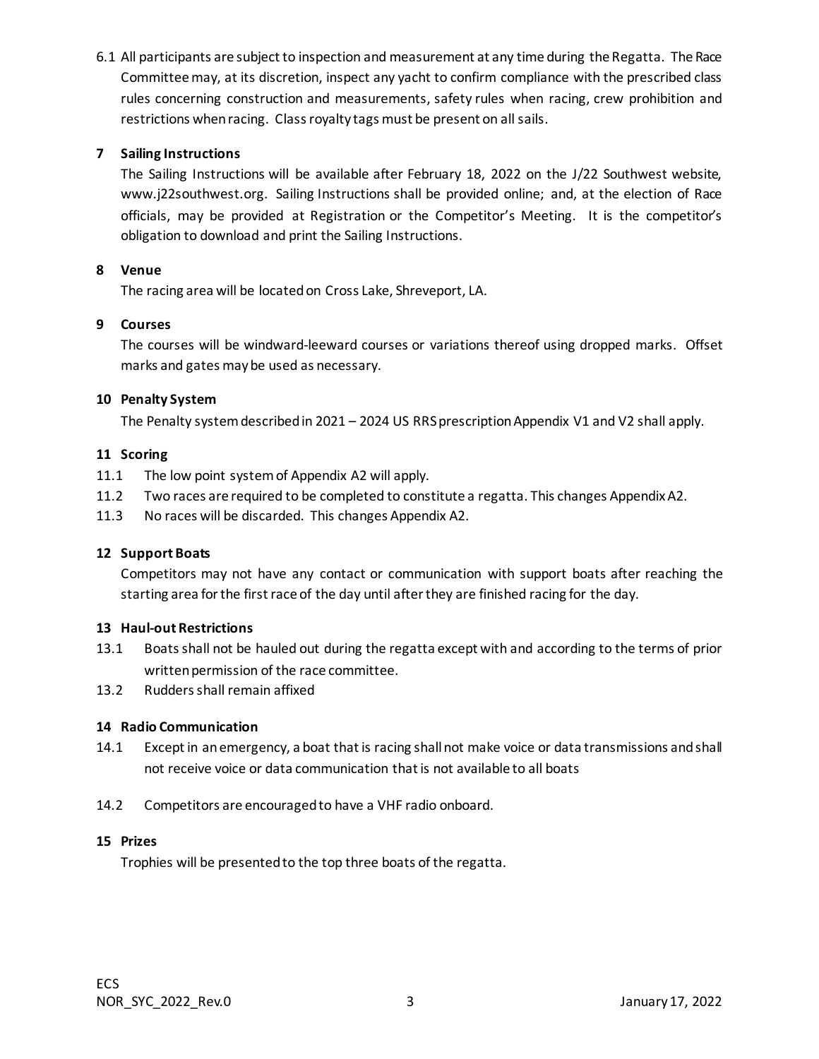6.1 All participants are subject to inspection and measurement at any time during the Regatta. The Race Committee may, at its discretion, inspect any yacht to confirm compliance with the prescribed class rules concerning construction and measurements, safety rules when racing, crew prohibition and restrictions when racing. Class royalty tags must be present on all sails.

## 7 Sailing Instructions

The Sailing Instructions will be available after February 18, 2022 on the J/22 Southwest website, www.j22southwest.org. Sailing Instructions shall be provided online; and, at the election of Race officials, may be provided at Registration or the Competitor's Meeting. It is the competitor's obligation to download and print the Sailing Instructions.

## 8 Venue

The racing area will be located on Cross Lake, Shreveport, LA.

## 9 Courses

The courses will be windward-leeward courses or variations thereof using dropped marks. Offset marks and gates may be used as necessary.

## 10 Penalty System

The Penalty system described in 2021 – 2024 US RRS prescription Appendix V1 and V2 shall apply.

## 11 Scoring

11.1 The low point system of Appendix A2 will apply.

11.2 Two races are required to be completed to constitute a regatta. This changes Appendix A2.

11.3 No races will be discarded. This changes Appendix A2.

## 12 Support Boats

Competitors may not have any contact or communication with support boats after reaching the starting area for the first race of the day until after they are finished racing for the day.

## 13 Haul-out Restrictions

13.1 Boats shall not be hauled out during the regatta except with and according to the terms of prior written permission of the race committee.

13.2 Rudders shall remain affixed

## 14 Radio Communication

14.1 Except in an emergency, a boat that is racing shall not make voice or data transmissions and shall not receive voice or data communication that is not available to all boats

14.2 Competitors are encouraged to have a VHF radio onboard.

## 15 Prizes

Trophies will be presented to the top three boats of the regatta.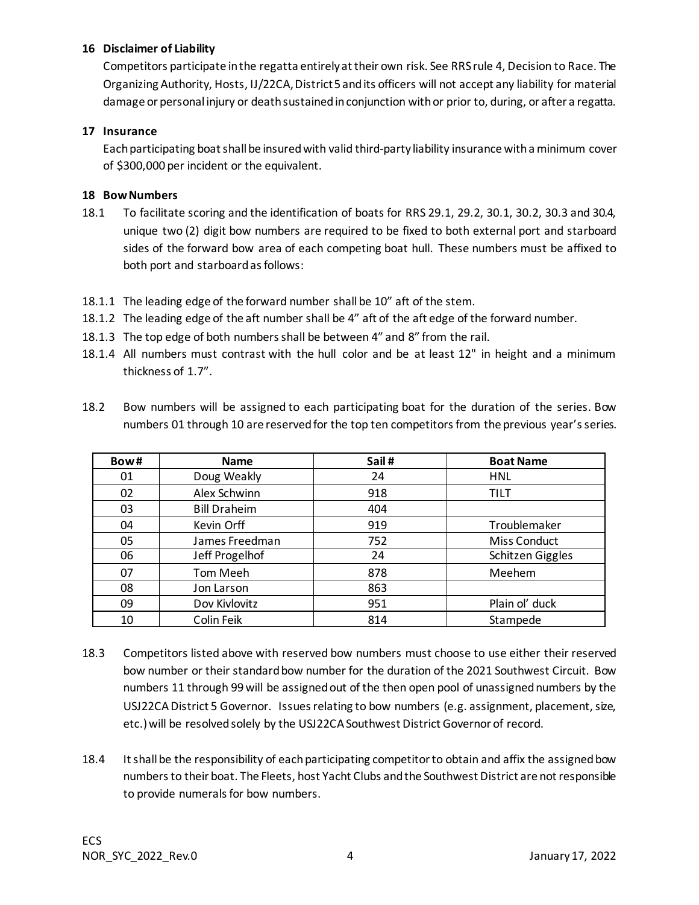**16 Disclaimer of Liability**

Competitors participate in the regatta entirely at their own risk. See RRS rule 4, Decision to Race. The Organizing Authority, Hosts, IJ/22CA, District 5 and its officers will not accept any liability for material damage or personal injury or death sustained in conjunction with or prior to, during, or after a regatta.

**17 Insurance**

Each participating boat shall be insured with valid third-party liability insurance with a minimum cover of $300,000 per incident or the equivalent.

**18 Bow Numbers**

18.1 To facilitate scoring and the identification of boats for RRS 29.1, 29.2, 30.1, 30.2, 30.3 and 30.4, unique two (2) digit bow numbers are required to be fixed to both external port and starboard sides of the forward bow area of each competing boat hull. These numbers must be affixed to both port and starboard as follows:

18.1.1 The leading edge of the forward number shall be 10" aft of the stem.

18.1.2 The leading edge of the aft number shall be 4" aft of the aft edge of the forward number.

18.1.3 The top edge of both numbers shall be between 4" and 8" from the rail.

18.1.4 All numbers must contrast with the hull color and be at least 12" in height and a minimum thickness of 1.7".

18.2 Bow numbers will be assigned to each participating boat for the duration of the series. Bow numbers 01 through 10 are reserved for the top ten competitors from the previous year's series.

| Bow # | Name | Sail # | Boat Name |
|---|---|---|---|
| 01 | Doug Weakly | 24 | HNL |
| 02 | Alex Schwinn | 918 | TILT |
| 03 | Bill Draheim | 404 | |
| 04 | Kevin Orff | 919 | Troublemaker |
| 05 | James Freedman | 752 | Miss Conduct |
| 06 | Jeff Progelhof | 24 | Schitzen Giggles |
| 07 | Tom Meeh | 878 | Meehem |
| 08 | Jon Larson | 863 | |
| 09 | Dov Kivlovitz | 951 | Plain ol' duck |
| 10 | Colin Feik | 814 | Stampede |

18.3 Competitors listed above with reserved bow numbers must choose to use either their reserved bow number or their standard bow number for the duration of the 2021 Southwest Circuit. Bow numbers 11 through 99 will be assigned out of the then open pool of unassigned numbers by the USJ22CA District 5 Governor. Issues relating to bow numbers (e.g. assignment, placement, size, etc.) will be resolved solely by the USJ22CA Southwest District Governor of record.

18.4 It shall be the responsibility of each participating competitor to obtain and affix the assigned bow numbers to their boat. The Fleets, host Yacht Clubs and the Southwest District are not responsible to provide numerals for bow numbers.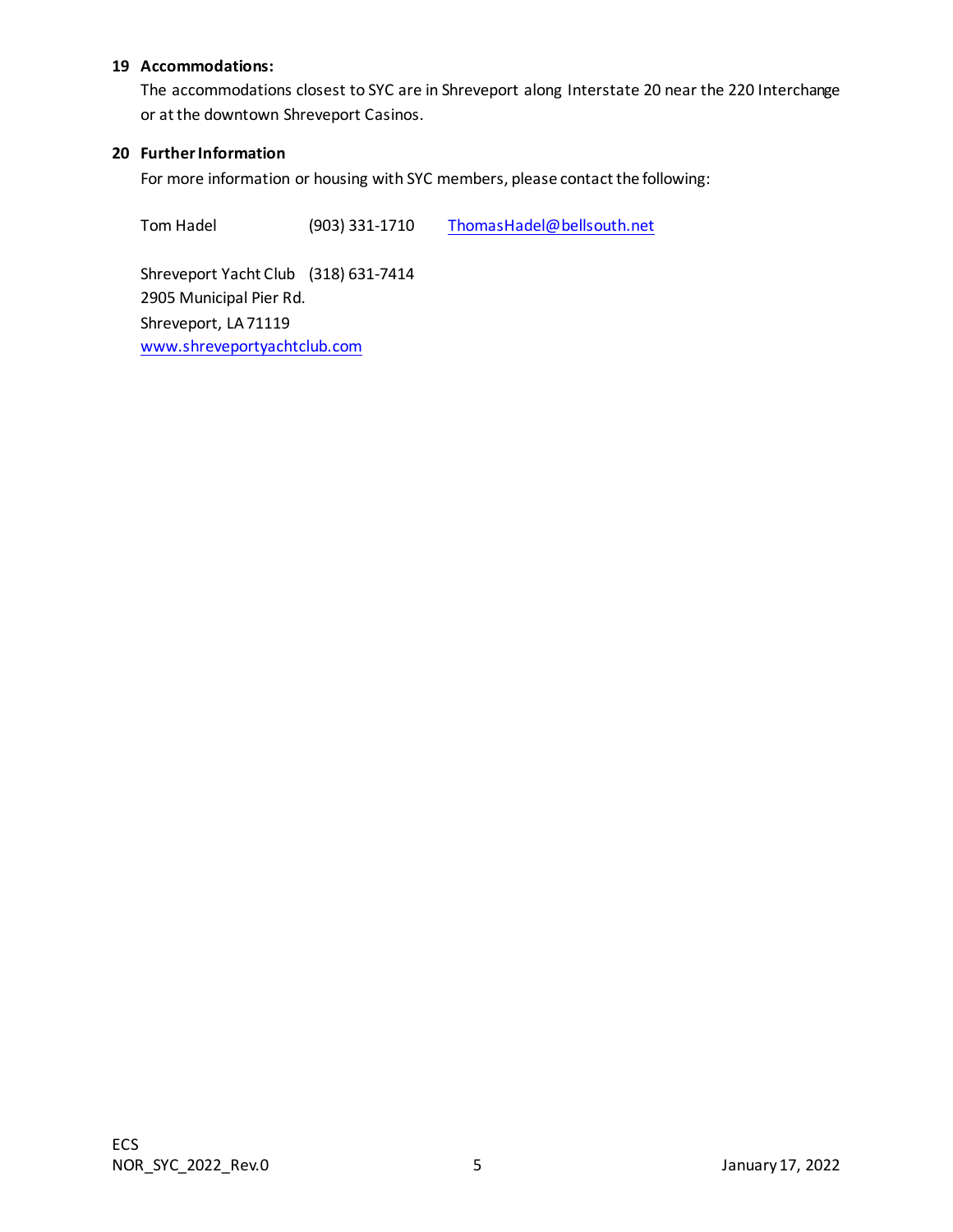## 19 Accommodations:

The accommodations closest to SYC are in Shreveport along Interstate 20 near the 220 Interchange or at the downtown Shreveport Casinos.

## 20 Further Information

For more information or housing with SYC members, please contact the following:

Tom Hadel (903) 331-1710 ThomasHadel@bellsouth.net

Shreveport Yacht Club (318) 631-7414
2905 Municipal Pier Rd.
Shreveport, LA 71119
www.shreveportyachtclub.com